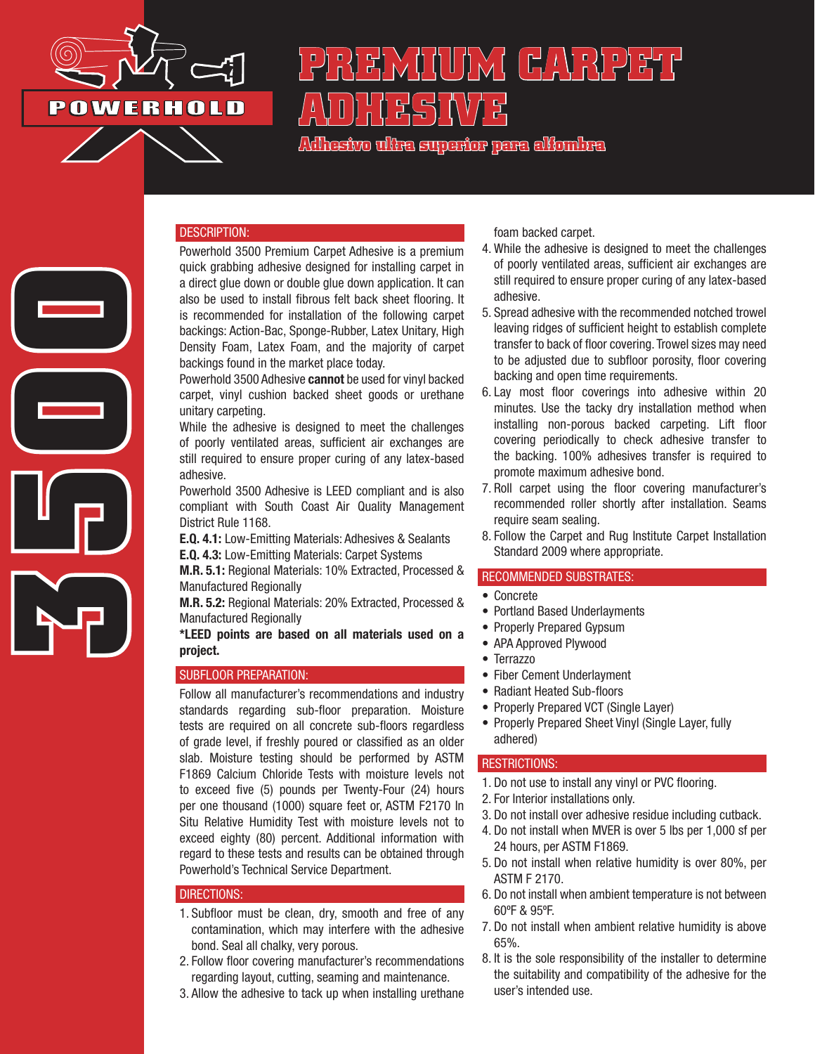POWERHOLD

# PREMIUM CARPET ADHESIVE

### Adhesivo ultra superior para alfombra

3500

## DESCRIPTION:

Powerhold 3500 Premium Carpet Adhesive is a premium quick grabbing adhesive designed for installing carpet in a direct glue down or double glue down application. It can also be used to install fibrous felt back sheet flooring. It is recommended for installation of the following carpet backings: Action-Bac, Sponge-Rubber, Latex Unitary, High Density Foam, Latex Foam, and the majority of carpet backings found in the market place today.

Powerhold 3500 Adhesive **cannot** be used for vinyl backed carpet, vinyl cushion backed sheet goods or urethane unitary carpeting.

While the adhesive is designed to meet the challenges of poorly ventilated areas, sufficient air exchanges are still required to ensure proper curing of any latex-based adhesive.

Powerhold 3500 Adhesive is LEED compliant and is also compliant with South Coast Air Quality Management District Rule 1168.

**E.Q. 4.1:** Low-Emitting Materials: Adhesives & Sealants
**E.Q. 4.3:** Low-Emitting Materials: Carpet Systems
**M.R. 5.1:** Regional Materials: 10% Extracted, Processed & Manufactured Regionally
**M.R. 5.2:** Regional Materials: 20% Extracted, Processed & Manufactured Regionally
**\*LEED points are based on all materials used on a project.**

## SUBFLOOR PREPARATION:

Follow all manufacturer's recommendations and industry standards regarding sub-floor preparation. Moisture tests are required on all concrete sub-floors regardless of grade level, if freshly poured or classified as an older slab. Moisture testing should be performed by ASTM F1869 Calcium Chloride Tests with moisture levels not to exceed five (5) pounds per Twenty-Four (24) hours per one thousand (1000) square feet or, ASTM F2170 In Situ Relative Humidity Test with moisture levels not to exceed eighty (80) percent. Additional information with regard to these tests and results can be obtained through Powerhold's Technical Service Department.

## DIRECTIONS:

1. Subfloor must be clean, dry, smooth and free of any contamination, which may interfere with the adhesive bond. Seal all chalky, very porous.
2. Follow floor covering manufacturer's recommendations regarding layout, cutting, seaming and maintenance.
3. Allow the adhesive to tack up when installing urethane foam backed carpet.
4. While the adhesive is designed to meet the challenges of poorly ventilated areas, sufficient air exchanges are still required to ensure proper curing of any latex-based adhesive.
5. Spread adhesive with the recommended notched trowel leaving ridges of sufficient height to establish complete transfer to back of floor covering. Trowel sizes may need to be adjusted due to subfloor porosity, floor covering backing and open time requirements.
6. Lay most floor coverings into adhesive within 20 minutes. Use the tacky dry installation method when installing non-porous backed carpeting. Lift floor covering periodically to check adhesive transfer to the backing. 100% adhesives transfer is required to promote maximum adhesive bond.
7. Roll carpet using the floor covering manufacturer's recommended roller shortly after installation. Seams require seam sealing.
8. Follow the Carpet and Rug Institute Carpet Installation Standard 2009 where appropriate.

## RECOMMENDED SUBSTRATES:

- Concrete
- Portland Based Underlayments
- Properly Prepared Gypsum
- APA Approved Plywood
- Terrazzo
- Fiber Cement Underlayment
- Radiant Heated Sub-floors
- Properly Prepared VCT (Single Layer)
- Properly Prepared Sheet Vinyl (Single Layer, fully adhered)

## RESTRICTIONS:

1. Do not use to install any vinyl or PVC flooring.
2. For Interior installations only.
3. Do not install over adhesive residue including cutback.
4. Do not install when MVER is over 5 lbs per 1,000 sf per 24 hours, per ASTM F1869.
5. Do not install when relative humidity is over 80%, per ASTM F 2170.
6. Do not install when ambient temperature is not between 60ºF & 95ºF.
7. Do not install when ambient relative humidity is above 65%.
8. It is the sole responsibility of the installer to determine the suitability and compatibility of the adhesive for the user's intended use.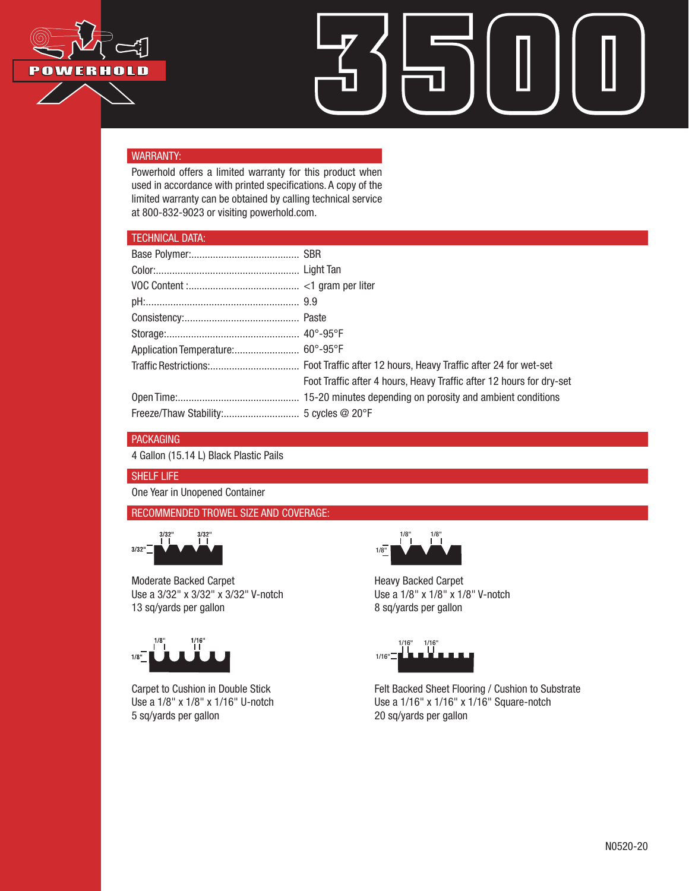# 3500

## WARRANTY:

Powerhold offers a limited warranty for this product when used in accordance with printed specifications. A copy of the limited warranty can be obtained by calling technical service at 800-832-9023 or visiting powerhold.com.

## TECHNICAL DATA:

| | |
|---|---|
| Base Polymer: | SBR |
| Color: | Light Tan |
| VOC Content : | <1 gram per liter |
| pH: | 9.9 |
| Consistency: | Paste |
| Storage: | 40°-95°F |
| Application Temperature: | 60°-95°F |
| Traffic Restrictions: | Foot Traffic after 12 hours, Heavy Traffic after 24 for wet-set |
| | Foot Traffic after 4 hours, Heavy Traffic after 12 hours for dry-set |
| Open Time: | 15-20 minutes depending on porosity and ambient conditions |
| Freeze/Thaw Stability: | 5 cycles @ 20°F |

## PACKAGING

4 Gallon (15.14 L) Black Plastic Pails

## SHELF LIFE

One Year in Unopened Container

## RECOMMENDED TROWEL SIZE AND COVERAGE:

3/32" 3/32" 3/32"

Moderate Backed Carpet
Use a 3/32" x 3/32" x 3/32" V-notch
13 sq/yards per gallon

1/8" 1/8" 1/8"

Heavy Backed Carpet
Use a 1/8" x 1/8" x 1/8" V-notch
8 sq/yards per gallon

1/8" 1/16" 1/8"

Carpet to Cushion in Double Stick
Use a 1/8" x 1/8" x 1/16" U-notch
5 sq/yards per gallon

1/16" 1/16" 1/16"

Felt Backed Sheet Flooring / Cushion to Substrate
Use a 1/16" x 1/16" x 1/16" Square-notch
20 sq/yards per gallon

N0520-20